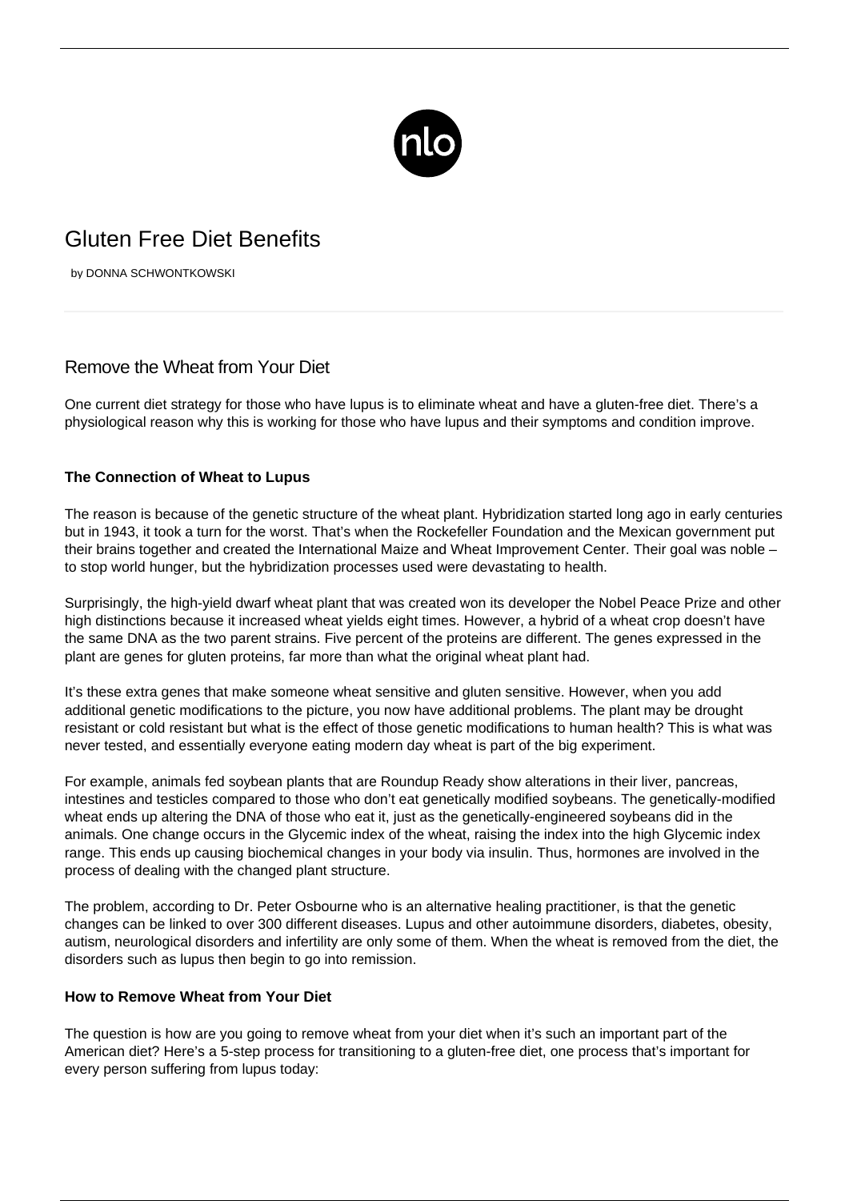# Gluten Free Diet Benefits

by DONNA SCHWONTKOWSKI

## Remove the Wheat from Your Diet

One current diet strategy for those who have lupus is to eliminate wheat and have a gluten-free diet. There's a physiological reason why this is working for those who have lupus and their symptoms and condition improve.

### The Connection of Wheat to Lupus

The reason is because of the genetic structure of the wheat plant. Hybridization started long ago in early centuries but in 1943, it took a turn for the worst. That's when the Rockefeller Foundation and the Mexican government put their brains together and created the International Maize and Wheat Improvement Center. Their goal was noble – to stop world hunger, but the hybridization processes used were devastating to health.

Surprisingly, the high-yield dwarf wheat plant that was created won its developer the Nobel Peace Prize and other high distinctions because it increased wheat yields eight times. However, a hybrid of a wheat crop doesn't have the same DNA as the two parent strains. Five percent of the proteins are different. The genes expressed in the plant are genes for gluten proteins, far more than what the original wheat plant had.

It's these extra genes that make someone wheat sensitive and gluten sensitive. However, when you add additional genetic modifications to the picture, you now have additional problems. The plant may be drought resistant or cold resistant but what is the effect of those genetic modifications to human health? This is what was never tested, and essentially everyone eating modern day wheat is part of the big experiment.

For example, animals fed soybean plants that are Roundup Ready show alterations in their liver, pancreas, intestines and testicles compared to those who don't eat genetically modified soybeans. The genetically-modified wheat ends up altering the DNA of those who eat it, just as the genetically-engineered soybeans did in the animals. One change occurs in the Glycemic index of the wheat, raising the index into the high Glycemic index range. This ends up causing biochemical changes in your body via insulin. Thus, hormones are involved in the process of dealing with the changed plant structure.

The problem, according to Dr. Peter Osbourne who is an alternative healing practitioner, is that the genetic changes can be linked to over 300 different diseases. Lupus and other autoimmune disorders, diabetes, obesity, autism, neurological disorders and infertility are only some of them. When the wheat is removed from the diet, the disorders such as lupus then begin to go into remission.

### How to Remove Wheat from Your Diet

The question is how are you going to remove wheat from your diet when it's such an important part of the American diet? Here's a 5-step process for transitioning to a gluten-free diet, one process that's important for every person suffering from lupus today: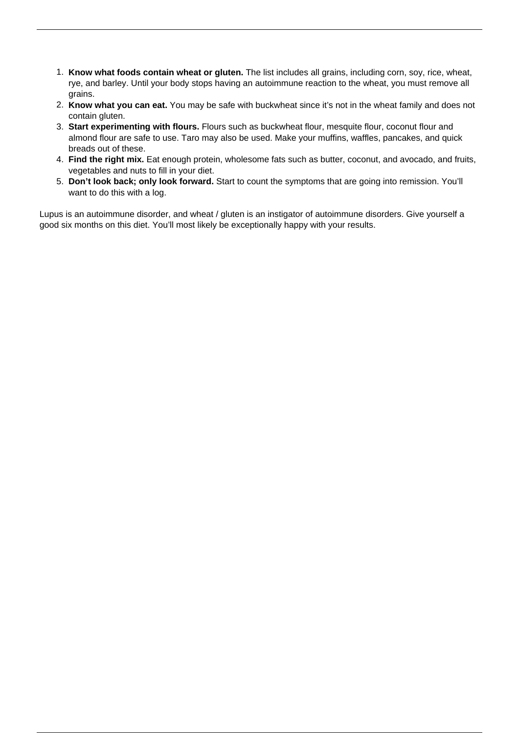1. **Know what foods contain wheat or gluten.** The list includes all grains, including corn, soy, rice, wheat, rye, and barley. Until your body stops having an autoimmune reaction to the wheat, you must remove all grains.
2. **Know what you can eat.** You may be safe with buckwheat since it's not in the wheat family and does not contain gluten.
3. **Start experimenting with flours.** Flours such as buckwheat flour, mesquite flour, coconut flour and almond flour are safe to use. Taro may also be used. Make your muffins, waffles, pancakes, and quick breads out of these.
4. **Find the right mix.** Eat enough protein, wholesome fats such as butter, coconut, and avocado, and fruits, vegetables and nuts to fill in your diet.
5. **Don't look back; only look forward.** Start to count the symptoms that are going into remission. You'll want to do this with a log.

Lupus is an autoimmune disorder, and wheat / gluten is an instigator of autoimmune disorders. Give yourself a good six months on this diet. You'll most likely be exceptionally happy with your results.